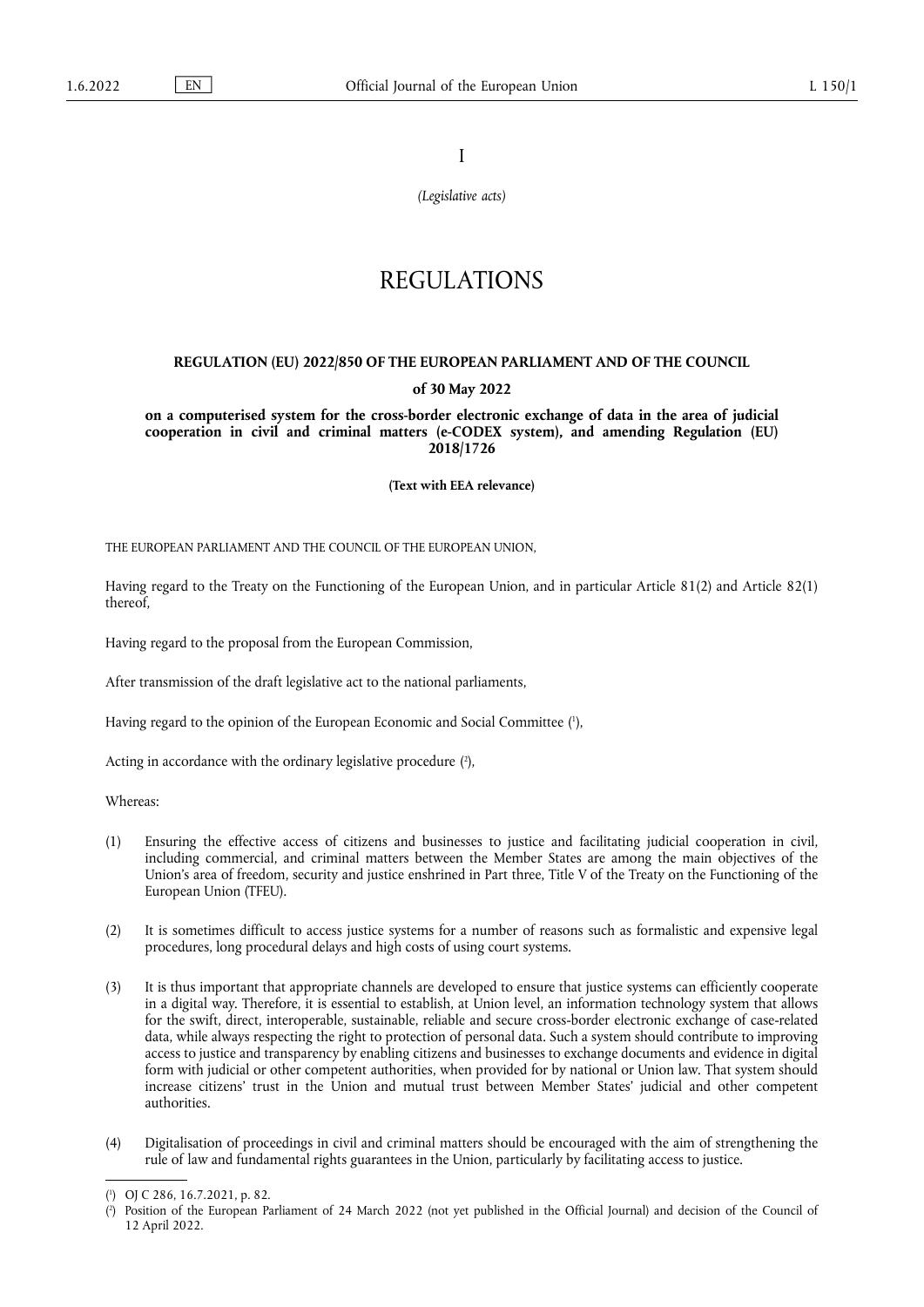I

*(Legislative acts)*

# REGULATIONS

## REGULATION (EU) 2022/850 OF THE EUROPEAN PARLIAMENT AND OF THE COUNCIL

**of 30 May 2022**

**on a computerised system for the cross-border electronic exchange of data in the area of judicial cooperation in civil and criminal matters (e-CODEX system), and amending Regulation (EU) 2018/1726**

**(Text with EEA relevance)**

THE EUROPEAN PARLIAMENT AND THE COUNCIL OF THE EUROPEAN UNION,

Having regard to the Treaty on the Functioning of the European Union, and in particular Article 81(2) and Article 82(1) thereof,

Having regard to the proposal from the European Commission,

After transmission of the draft legislative act to the national parliaments,

Having regard to the opinion of the European Economic and Social Committee ([1]),

Acting in accordance with the ordinary legislative procedure ([2]),

Whereas:

(1) Ensuring the effective access of citizens and businesses to justice and facilitating judicial cooperation in civil, including commercial, and criminal matters between the Member States are among the main objectives of the Union's area of freedom, security and justice enshrined in Part three, Title V of the Treaty on the Functioning of the European Union (TFEU).

(2) It is sometimes difficult to access justice systems for a number of reasons such as formalistic and expensive legal procedures, long procedural delays and high costs of using court systems.

(3) It is thus important that appropriate channels are developed to ensure that justice systems can efficiently cooperate in a digital way. Therefore, it is essential to establish, at Union level, an information technology system that allows for the swift, direct, interoperable, sustainable, reliable and secure cross-border electronic exchange of case-related data, while always respecting the right to protection of personal data. Such a system should contribute to improving access to justice and transparency by enabling citizens and businesses to exchange documents and evidence in digital form with judicial or other competent authorities, when provided for by national or Union law. That system should increase citizens' trust in the Union and mutual trust between Member States' judicial and other competent authorities.

(4) Digitalisation of proceedings in civil and criminal matters should be encouraged with the aim of strengthening the rule of law and fundamental rights guarantees in the Union, particularly by facilitating access to justice.

---

([1]) OJ C 286, 16.7.2021, p. 82.

([2]) Position of the European Parliament of 24 March 2022 (not yet published in the Official Journal) and decision of the Council of 12 April 2022.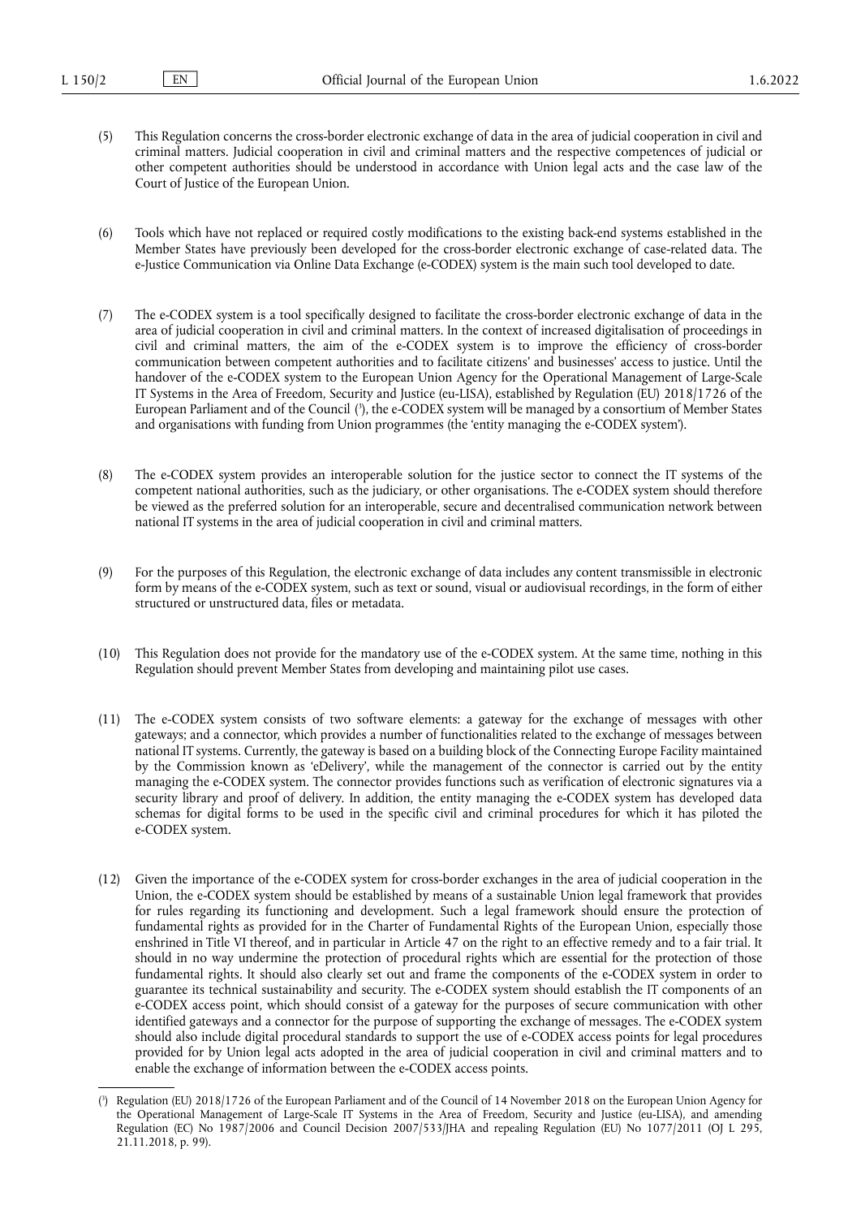(5) This Regulation concerns the cross-border electronic exchange of data in the area of judicial cooperation in civil and criminal matters. Judicial cooperation in civil and criminal matters and the respective competences of judicial or other competent authorities should be understood in accordance with Union legal acts and the case law of the Court of Justice of the European Union.

(6) Tools which have not replaced or required costly modifications to the existing back-end systems established in the Member States have previously been developed for the cross-border electronic exchange of case-related data. The e-Justice Communication via Online Data Exchange (e-CODEX) system is the main such tool developed to date.

(7) The e-CODEX system is a tool specifically designed to facilitate the cross-border electronic exchange of data in the area of judicial cooperation in civil and criminal matters. In the context of increased digitalisation of proceedings in civil and criminal matters, the aim of the e-CODEX system is to improve the efficiency of cross-border communication between competent authorities and to facilitate citizens' and businesses' access to justice. Until the handover of the e-CODEX system to the European Union Agency for the Operational Management of Large-Scale IT Systems in the Area of Freedom, Security and Justice (eu-LISA), established by Regulation (EU) 2018/1726 of the European Parliament and of the Council [3], the e-CODEX system will be managed by a consortium of Member States and organisations with funding from Union programmes (the 'entity managing the e-CODEX system').

(8) The e-CODEX system provides an interoperable solution for the justice sector to connect the IT systems of the competent national authorities, such as the judiciary, or other organisations. The e-CODEX system should therefore be viewed as the preferred solution for an interoperable, secure and decentralised communication network between national IT systems in the area of judicial cooperation in civil and criminal matters.

(9) For the purposes of this Regulation, the electronic exchange of data includes any content transmissible in electronic form by means of the e-CODEX system, such as text or sound, visual or audiovisual recordings, in the form of either structured or unstructured data, files or metadata.

(10) This Regulation does not provide for the mandatory use of the e-CODEX system. At the same time, nothing in this Regulation should prevent Member States from developing and maintaining pilot use cases.

(11) The e-CODEX system consists of two software elements: a gateway for the exchange of messages with other gateways; and a connector, which provides a number of functionalities related to the exchange of messages between national IT systems. Currently, the gateway is based on a building block of the Connecting Europe Facility maintained by the Commission known as 'eDelivery', while the management of the connector is carried out by the entity managing the e-CODEX system. The connector provides functions such as verification of electronic signatures via a security library and proof of delivery. In addition, the entity managing the e-CODEX system has developed data schemas for digital forms to be used in the specific civil and criminal procedures for which it has piloted the e-CODEX system.

(12) Given the importance of the e-CODEX system for cross-border exchanges in the area of judicial cooperation in the Union, the e-CODEX system should be established by means of a sustainable Union legal framework that provides for rules regarding its functioning and development. Such a legal framework should ensure the protection of fundamental rights as provided for in the Charter of Fundamental Rights of the European Union, especially those enshrined in Title VI thereof, and in particular in Article 47 on the right to an effective remedy and to a fair trial. It should in no way undermine the protection of procedural rights which are essential for the protection of those fundamental rights. It should also clearly set out and frame the components of the e-CODEX system in order to guarantee its technical sustainability and security. The e-CODEX system should establish the IT components of an e-CODEX access point, which should consist of a gateway for the purposes of secure communication with other identified gateways and a connector for the purpose of supporting the exchange of messages. The e-CODEX system should also include digital procedural standards to support the use of e-CODEX access points for legal procedures provided for by Union legal acts adopted in the area of judicial cooperation in civil and criminal matters and to enable the exchange of information between the e-CODEX access points.

---

[3] Regulation (EU) 2018/1726 of the European Parliament and of the Council of 14 November 2018 on the European Union Agency for the Operational Management of Large-Scale IT Systems in the Area of Freedom, Security and Justice (eu-LISA), and amending Regulation (EC) No 1987/2006 and Council Decision 2007/533/JHA and repealing Regulation (EU) No 1077/2011 (OJ L 295, 21.11.2018, p. 99).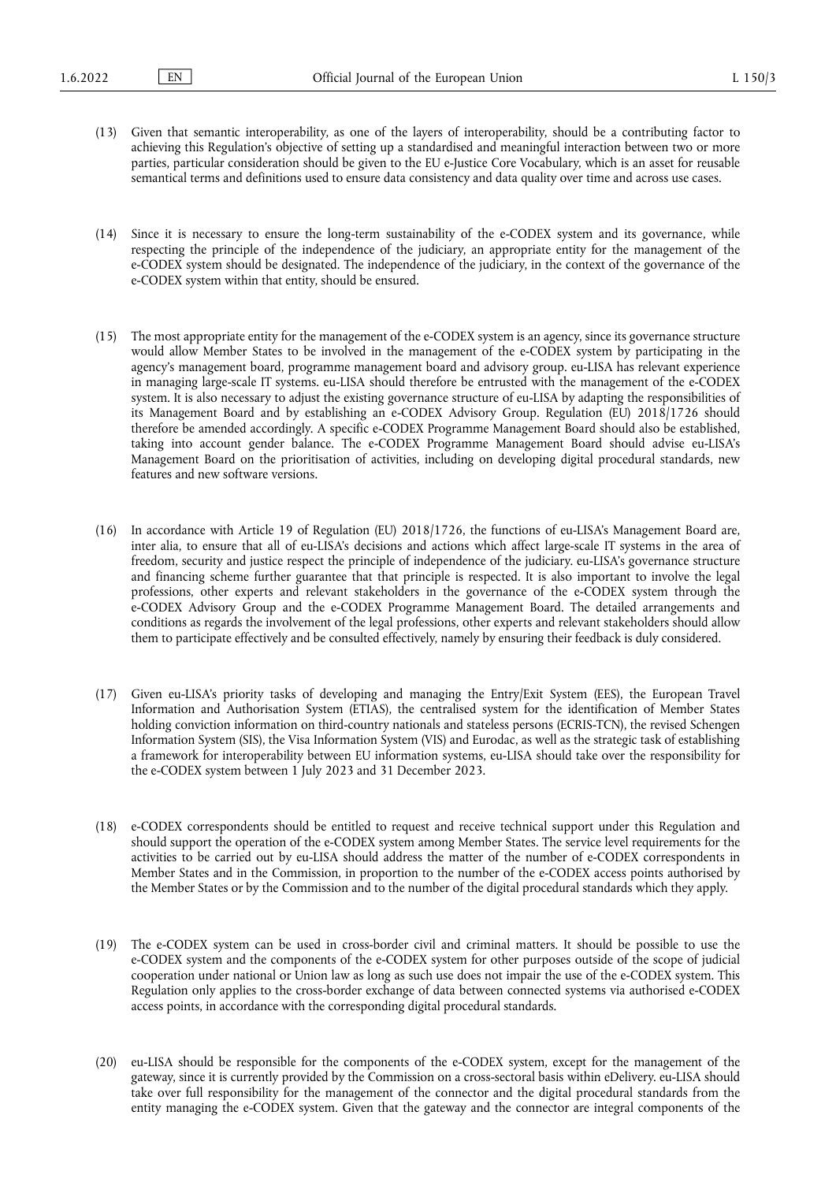(13) Given that semantic interoperability, as one of the layers of interoperability, should be a contributing factor to achieving this Regulation's objective of setting up a standardised and meaningful interaction between two or more parties, particular consideration should be given to the EU e-Justice Core Vocabulary, which is an asset for reusable semantical terms and definitions used to ensure data consistency and data quality over time and across use cases.

(14) Since it is necessary to ensure the long-term sustainability of the e-CODEX system and its governance, while respecting the principle of the independence of the judiciary, an appropriate entity for the management of the e-CODEX system should be designated. The independence of the judiciary, in the context of the governance of the e-CODEX system within that entity, should be ensured.

(15) The most appropriate entity for the management of the e-CODEX system is an agency, since its governance structure would allow Member States to be involved in the management of the e-CODEX system by participating in the agency's management board, programme management board and advisory group. eu-LISA has relevant experience in managing large-scale IT systems. eu-LISA should therefore be entrusted with the management of the e-CODEX system. It is also necessary to adjust the existing governance structure of eu-LISA by adapting the responsibilities of its Management Board and by establishing an e-CODEX Advisory Group. Regulation (EU) 2018/1726 should therefore be amended accordingly. A specific e-CODEX Programme Management Board should also be established, taking into account gender balance. The e-CODEX Programme Management Board should advise eu-LISA's Management Board on the prioritisation of activities, including on developing digital procedural standards, new features and new software versions.

(16) In accordance with Article 19 of Regulation (EU) 2018/1726, the functions of eu-LISA's Management Board are, inter alia, to ensure that all of eu-LISA's decisions and actions which affect large-scale IT systems in the area of freedom, security and justice respect the principle of independence of the judiciary. eu-LISA's governance structure and financing scheme further guarantee that that principle is respected. It is also important to involve the legal professions, other experts and relevant stakeholders in the governance of the e-CODEX system through the e-CODEX Advisory Group and the e-CODEX Programme Management Board. The detailed arrangements and conditions as regards the involvement of the legal professions, other experts and relevant stakeholders should allow them to participate effectively and be consulted effectively, namely by ensuring their feedback is duly considered.

(17) Given eu-LISA's priority tasks of developing and managing the Entry/Exit System (EES), the European Travel Information and Authorisation System (ETIAS), the centralised system for the identification of Member States holding conviction information on third-country nationals and stateless persons (ECRIS-TCN), the revised Schengen Information System (SIS), the Visa Information System (VIS) and Eurodac, as well as the strategic task of establishing a framework for interoperability between EU information systems, eu-LISA should take over the responsibility for the e-CODEX system between 1 July 2023 and 31 December 2023.

(18) e-CODEX correspondents should be entitled to request and receive technical support under this Regulation and should support the operation of the e-CODEX system among Member States. The service level requirements for the activities to be carried out by eu-LISA should address the matter of the number of e-CODEX correspondents in Member States and in the Commission, in proportion to the number of the e-CODEX access points authorised by the Member States or by the Commission and to the number of the digital procedural standards which they apply.

(19) The e-CODEX system can be used in cross-border civil and criminal matters. It should be possible to use the e-CODEX system and the components of the e-CODEX system for other purposes outside of the scope of judicial cooperation under national or Union law as long as such use does not impair the use of the e-CODEX system. This Regulation only applies to the cross-border exchange of data between connected systems via authorised e-CODEX access points, in accordance with the corresponding digital procedural standards.

(20) eu-LISA should be responsible for the components of the e-CODEX system, except for the management of the gateway, since it is currently provided by the Commission on a cross-sectoral basis within eDelivery. eu-LISA should take over full responsibility for the management of the connector and the digital procedural standards from the entity managing the e-CODEX system. Given that the gateway and the connector are integral components of the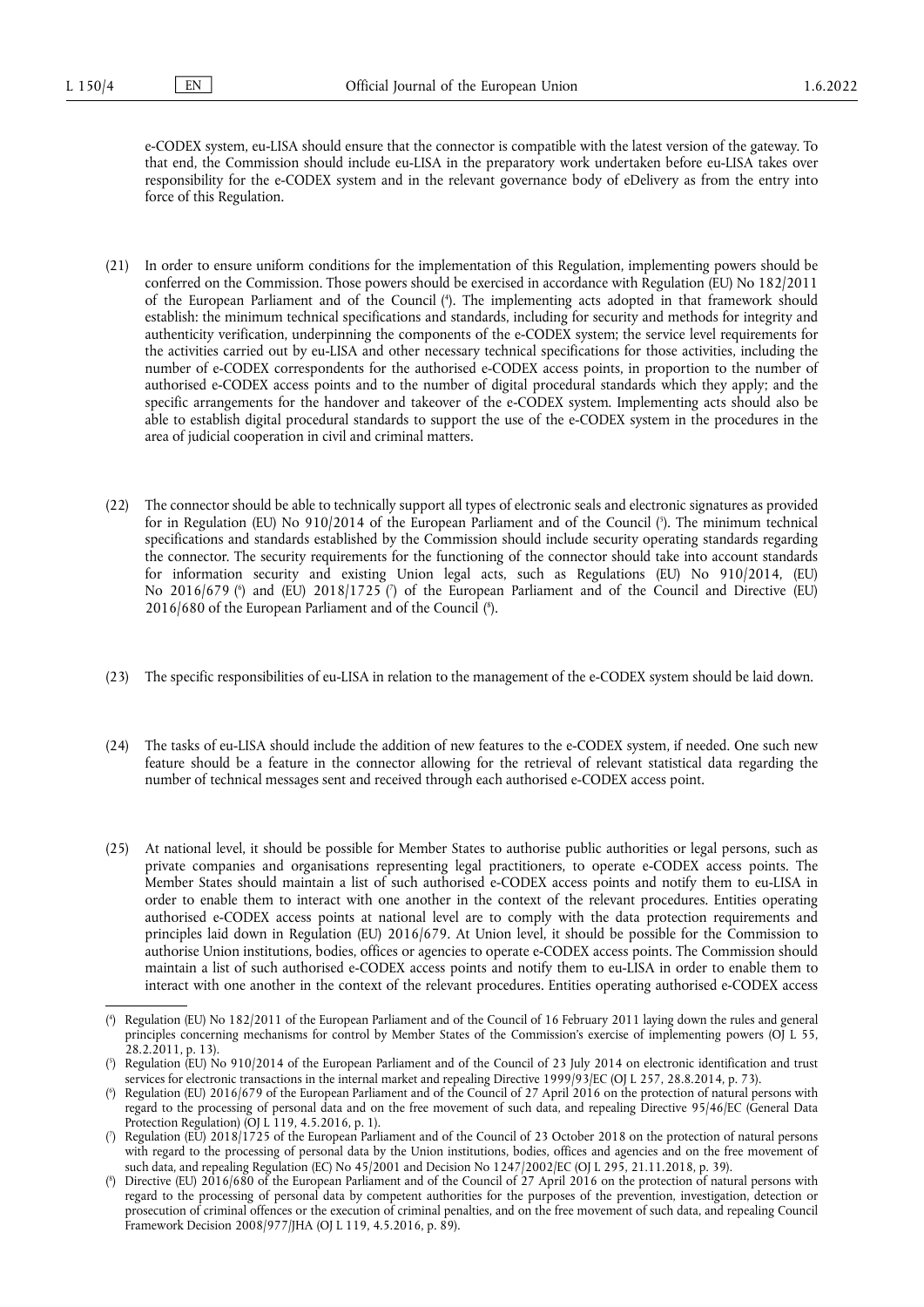e-CODEX system, eu-LISA should ensure that the connector is compatible with the latest version of the gateway. To that end, the Commission should include eu-LISA in the preparatory work undertaken before eu-LISA takes over responsibility for the e-CODEX system and in the relevant governance body of eDelivery as from the entry into force of this Regulation.

(21) In order to ensure uniform conditions for the implementation of this Regulation, implementing powers should be conferred on the Commission. Those powers should be exercised in accordance with Regulation (EU) No 182/2011 of the European Parliament and of the Council ([4]). The implementing acts adopted in that framework should establish: the minimum technical specifications and standards, including for security and methods for integrity and authenticity verification, underpinning the components of the e-CODEX system; the service level requirements for the activities carried out by eu-LISA and other necessary technical specifications for those activities, including the number of e-CODEX correspondents for the authorised e-CODEX access points, in proportion to the number of authorised e-CODEX access points and to the number of digital procedural standards which they apply; and the specific arrangements for the handover and takeover of the e-CODEX system. Implementing acts should also be able to establish digital procedural standards to support the use of the e-CODEX system in the procedures in the area of judicial cooperation in civil and criminal matters.

(22) The connector should be able to technically support all types of electronic seals and electronic signatures as provided for in Regulation (EU) No 910/2014 of the European Parliament and of the Council ([5]). The minimum technical specifications and standards established by the Commission should include security operating standards regarding the connector. The security requirements for the functioning of the connector should take into account standards for information security and existing Union legal acts, such as Regulations (EU) No 910/2014, (EU) No 2016/679 ([6]) and (EU) 2018/1725 ([7]) of the European Parliament and of the Council and Directive (EU) 2016/680 of the European Parliament and of the Council ([8]).

(23) The specific responsibilities of eu-LISA in relation to the management of the e-CODEX system should be laid down.

(24) The tasks of eu-LISA should include the addition of new features to the e-CODEX system, if needed. One such new feature should be a feature in the connector allowing for the retrieval of relevant statistical data regarding the number of technical messages sent and received through each authorised e-CODEX access point.

(25) At national level, it should be possible for Member States to authorise public authorities or legal persons, such as private companies and organisations representing legal practitioners, to operate e-CODEX access points. The Member States should maintain a list of such authorised e-CODEX access points and notify them to eu-LISA in order to enable them to interact with one another in the context of the relevant procedures. Entities operating authorised e-CODEX access points at national level are to comply with the data protection requirements and principles laid down in Regulation (EU) 2016/679. At Union level, it should be possible for the Commission to authorise Union institutions, bodies, offices or agencies to operate e-CODEX access points. The Commission should maintain a list of such authorised e-CODEX access points and notify them to eu-LISA in order to enable them to interact with one another in the context of the relevant procedures. Entities operating authorised e-CODEX access

---

([4]) Regulation (EU) No 182/2011 of the European Parliament and of the Council of 16 February 2011 laying down the rules and general principles concerning mechanisms for control by Member States of the Commission's exercise of implementing powers (OJ L 55, 28.2.2011, p. 13).

([5]) Regulation (EU) No 910/2014 of the European Parliament and of the Council of 23 July 2014 on electronic identification and trust services for electronic transactions in the internal market and repealing Directive 1999/93/EC (OJ L 257, 28.8.2014, p. 73).

([6]) Regulation (EU) 2016/679 of the European Parliament and of the Council of 27 April 2016 on the protection of natural persons with regard to the processing of personal data and on the free movement of such data, and repealing Directive 95/46/EC (General Data Protection Regulation) (OJ L 119, 4.5.2016, p. 1).

([7]) Regulation (EU) 2018/1725 of the European Parliament and of the Council of 23 October 2018 on the protection of natural persons with regard to the processing of personal data by the Union institutions, bodies, offices and agencies and on the free movement of such data, and repealing Regulation (EC) No 45/2001 and Decision No 1247/2002/EC (OJ L 295, 21.11.2018, p. 39).

([8]) Directive (EU) 2016/680 of the European Parliament and of the Council of 27 April 2016 on the protection of natural persons with regard to the processing of personal data by competent authorities for the purposes of the prevention, investigation, detection or prosecution of criminal offences or the execution of criminal penalties, and on the free movement of such data, and repealing Council Framework Decision 2008/977/JHA (OJ L 119, 4.5.2016, p. 89).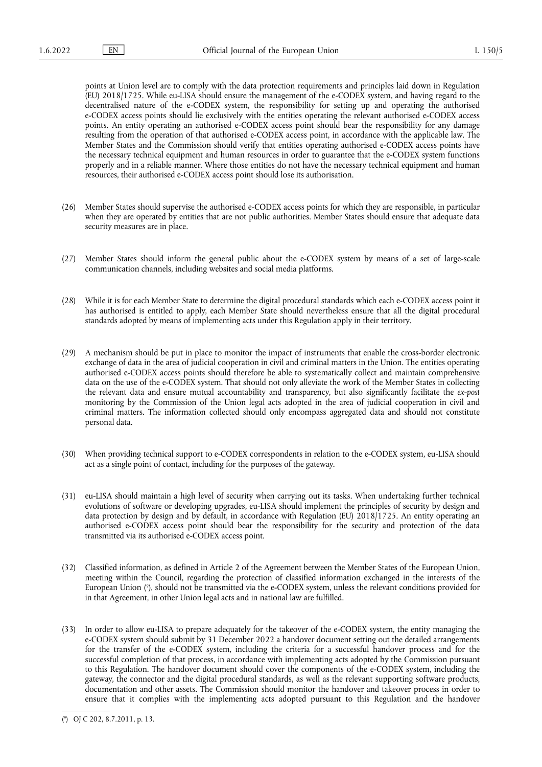points at Union level are to comply with the data protection requirements and principles laid down in Regulation (EU) 2018/1725. While eu-LISA should ensure the management of the e-CODEX system, and having regard to the decentralised nature of the e-CODEX system, the responsibility for setting up and operating the authorised e-CODEX access points should lie exclusively with the entities operating the relevant authorised e-CODEX access points. An entity operating an authorised e-CODEX access point should bear the responsibility for any damage resulting from the operation of that authorised e-CODEX access point, in accordance with the applicable law. The Member States and the Commission should verify that entities operating authorised e-CODEX access points have the necessary technical equipment and human resources in order to guarantee that the e-CODEX system functions properly and in a reliable manner. Where those entities do not have the necessary technical equipment and human resources, their authorised e-CODEX access point should lose its authorisation.

(26) Member States should supervise the authorised e-CODEX access points for which they are responsible, in particular when they are operated by entities that are not public authorities. Member States should ensure that adequate data security measures are in place.

(27) Member States should inform the general public about the e-CODEX system by means of a set of large-scale communication channels, including websites and social media platforms.

(28) While it is for each Member State to determine the digital procedural standards which each e-CODEX access point it has authorised is entitled to apply, each Member State should nevertheless ensure that all the digital procedural standards adopted by means of implementing acts under this Regulation apply in their territory.

(29) A mechanism should be put in place to monitor the impact of instruments that enable the cross-border electronic exchange of data in the area of judicial cooperation in civil and criminal matters in the Union. The entities operating authorised e-CODEX access points should therefore be able to systematically collect and maintain comprehensive data on the use of the e-CODEX system. That should not only alleviate the work of the Member States in collecting the relevant data and ensure mutual accountability and transparency, but also significantly facilitate the *ex-post* monitoring by the Commission of the Union legal acts adopted in the area of judicial cooperation in civil and criminal matters. The information collected should only encompass aggregated data and should not constitute personal data.

(30) When providing technical support to e-CODEX correspondents in relation to the e-CODEX system, eu-LISA should act as a single point of contact, including for the purposes of the gateway.

(31) eu-LISA should maintain a high level of security when carrying out its tasks. When undertaking further technical evolutions of software or developing upgrades, eu-LISA should implement the principles of security by design and data protection by design and by default, in accordance with Regulation (EU) 2018/1725. An entity operating an authorised e-CODEX access point should bear the responsibility for the security and protection of the data transmitted via its authorised e-CODEX access point.

(32) Classified information, as defined in Article 2 of the Agreement between the Member States of the European Union, meeting within the Council, regarding the protection of classified information exchanged in the interests of the European Union ([9]), should not be transmitted via the e-CODEX system, unless the relevant conditions provided for in that Agreement, in other Union legal acts and in national law are fulfilled.

(33) In order to allow eu-LISA to prepare adequately for the takeover of the e-CODEX system, the entity managing the e-CODEX system should submit by 31 December 2022 a handover document setting out the detailed arrangements for the transfer of the e-CODEX system, including the criteria for a successful handover process and for the successful completion of that process, in accordance with implementing acts adopted by the Commission pursuant to this Regulation. The handover document should cover the components of the e-CODEX system, including the gateway, the connector and the digital procedural standards, as well as the relevant supporting software products, documentation and other assets. The Commission should monitor the handover and takeover process in order to ensure that it complies with the implementing acts adopted pursuant to this Regulation and the handover

([9]) OJ C 202, 8.7.2011, p. 13.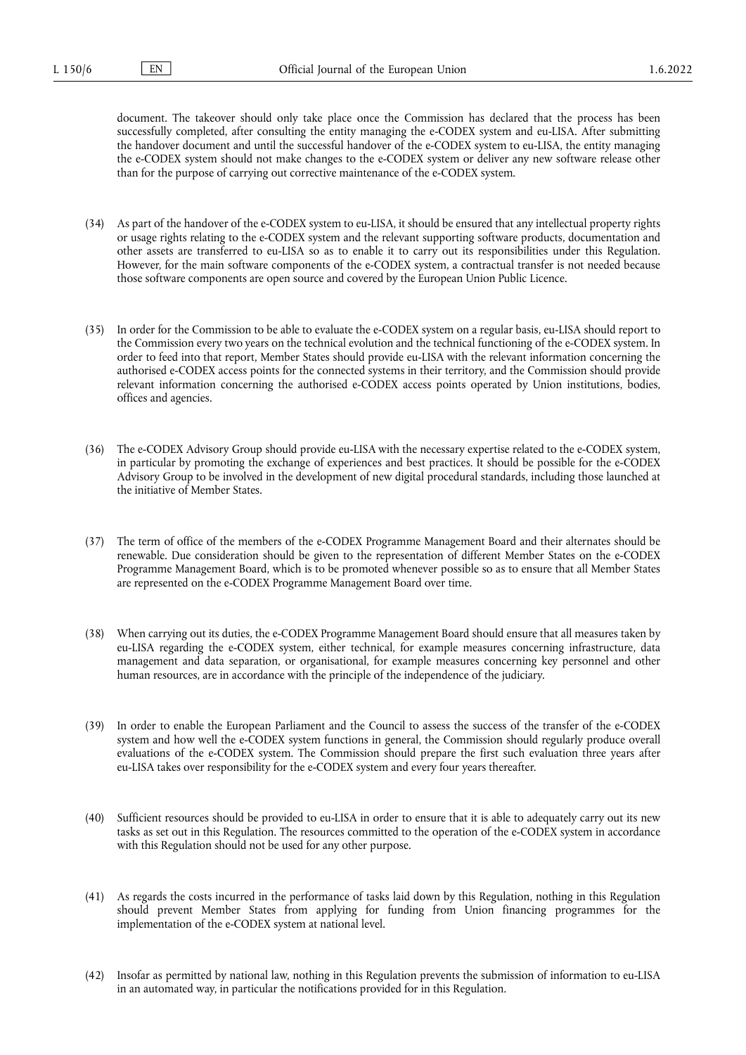document. The takeover should only take place once the Commission has declared that the process has been successfully completed, after consulting the entity managing the e-CODEX system and eu-LISA. After submitting the handover document and until the successful handover of the e-CODEX system to eu-LISA, the entity managing the e-CODEX system should not make changes to the e-CODEX system or deliver any new software release other than for the purpose of carrying out corrective maintenance of the e-CODEX system.

(34) As part of the handover of the e-CODEX system to eu-LISA, it should be ensured that any intellectual property rights or usage rights relating to the e-CODEX system and the relevant supporting software products, documentation and other assets are transferred to eu-LISA so as to enable it to carry out its responsibilities under this Regulation. However, for the main software components of the e-CODEX system, a contractual transfer is not needed because those software components are open source and covered by the European Union Public Licence.

(35) In order for the Commission to be able to evaluate the e-CODEX system on a regular basis, eu-LISA should report to the Commission every two years on the technical evolution and the technical functioning of the e-CODEX system. In order to feed into that report, Member States should provide eu-LISA with the relevant information concerning the authorised e-CODEX access points for the connected systems in their territory, and the Commission should provide relevant information concerning the authorised e-CODEX access points operated by Union institutions, bodies, offices and agencies.

(36) The e-CODEX Advisory Group should provide eu-LISA with the necessary expertise related to the e-CODEX system, in particular by promoting the exchange of experiences and best practices. It should be possible for the e-CODEX Advisory Group to be involved in the development of new digital procedural standards, including those launched at the initiative of Member States.

(37) The term of office of the members of the e-CODEX Programme Management Board and their alternates should be renewable. Due consideration should be given to the representation of different Member States on the e-CODEX Programme Management Board, which is to be promoted whenever possible so as to ensure that all Member States are represented on the e-CODEX Programme Management Board over time.

(38) When carrying out its duties, the e-CODEX Programme Management Board should ensure that all measures taken by eu-LISA regarding the e-CODEX system, either technical, for example measures concerning infrastructure, data management and data separation, or organisational, for example measures concerning key personnel and other human resources, are in accordance with the principle of the independence of the judiciary.

(39) In order to enable the European Parliament and the Council to assess the success of the transfer of the e-CODEX system and how well the e-CODEX system functions in general, the Commission should regularly produce overall evaluations of the e-CODEX system. The Commission should prepare the first such evaluation three years after eu-LISA takes over responsibility for the e-CODEX system and every four years thereafter.

(40) Sufficient resources should be provided to eu-LISA in order to ensure that it is able to adequately carry out its new tasks as set out in this Regulation. The resources committed to the operation of the e-CODEX system in accordance with this Regulation should not be used for any other purpose.

(41) As regards the costs incurred in the performance of tasks laid down by this Regulation, nothing in this Regulation should prevent Member States from applying for funding from Union financing programmes for the implementation of the e-CODEX system at national level.

(42) Insofar as permitted by national law, nothing in this Regulation prevents the submission of information to eu-LISA in an automated way, in particular the notifications provided for in this Regulation.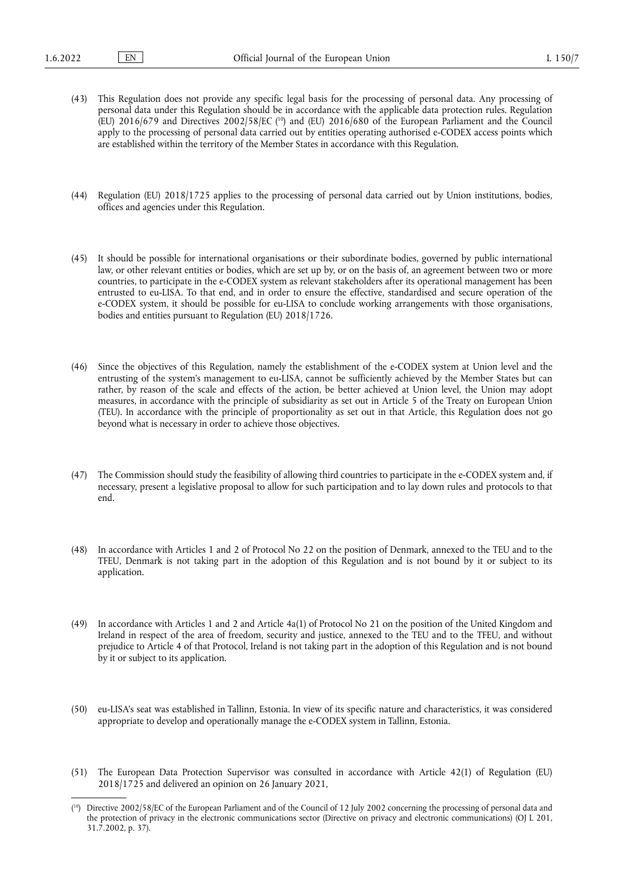(43) This Regulation does not provide any specific legal basis for the processing of personal data. Any processing of personal data under this Regulation should be in accordance with the applicable data protection rules. Regulation (EU) 2016/679 and Directives 2002/58/EC [10] and (EU) 2016/680 of the European Parliament and the Council apply to the processing of personal data carried out by entities operating authorised e-CODEX access points which are established within the territory of the Member States in accordance with this Regulation.

(44) Regulation (EU) 2018/1725 applies to the processing of personal data carried out by Union institutions, bodies, offices and agencies under this Regulation.

(45) It should be possible for international organisations or their subordinate bodies, governed by public international law, or other relevant entities or bodies, which are set up by, or on the basis of, an agreement between two or more countries, to participate in the e-CODEX system as relevant stakeholders after its operational management has been entrusted to eu-LISA. To that end, and in order to ensure the effective, standardised and secure operation of the e-CODEX system, it should be possible for eu-LISA to conclude working arrangements with those organisations, bodies and entities pursuant to Regulation (EU) 2018/1726.

(46) Since the objectives of this Regulation, namely the establishment of the e-CODEX system at Union level and the entrusting of the system's management to eu-LISA, cannot be sufficiently achieved by the Member States but can rather, by reason of the scale and effects of the action, be better achieved at Union level, the Union may adopt measures, in accordance with the principle of subsidiarity as set out in Article 5 of the Treaty on European Union (TEU). In accordance with the principle of proportionality as set out in that Article, this Regulation does not go beyond what is necessary in order to achieve those objectives.

(47) The Commission should study the feasibility of allowing third countries to participate in the e-CODEX system and, if necessary, present a legislative proposal to allow for such participation and to lay down rules and protocols to that end.

(48) In accordance with Articles 1 and 2 of Protocol No 22 on the position of Denmark, annexed to the TEU and to the TFEU, Denmark is not taking part in the adoption of this Regulation and is not bound by it or subject to its application.

(49) In accordance with Articles 1 and 2 and Article 4a(1) of Protocol No 21 on the position of the United Kingdom and Ireland in respect of the area of freedom, security and justice, annexed to the TEU and to the TFEU, and without prejudice to Article 4 of that Protocol, Ireland is not taking part in the adoption of this Regulation and is not bound by it or subject to its application.

(50) eu-LISA's seat was established in Tallinn, Estonia. In view of its specific nature and characteristics, it was considered appropriate to develop and operationally manage the e-CODEX system in Tallinn, Estonia.

(51) The European Data Protection Supervisor was consulted in accordance with Article 42(1) of Regulation (EU) 2018/1725 and delivered an opinion on 26 January 2021,

---

[10] Directive 2002/58/EC of the European Parliament and of the Council of 12 July 2002 concerning the processing of personal data and the protection of privacy in the electronic communications sector (Directive on privacy and electronic communications) (OJ L 201, 31.7.2002, p. 37).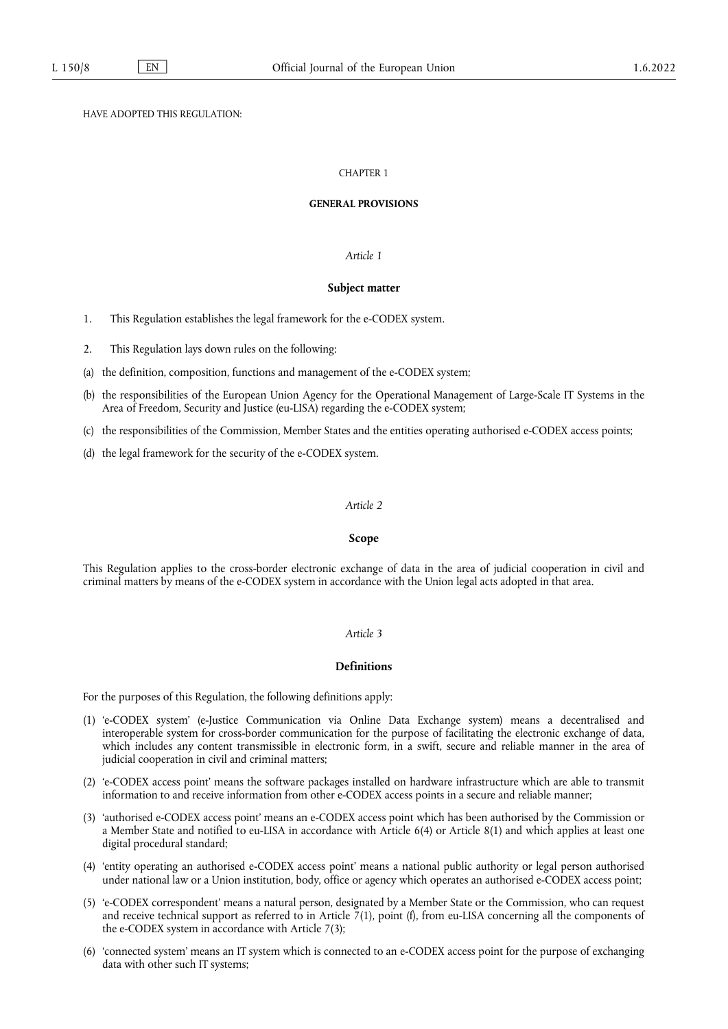HAVE ADOPTED THIS REGULATION:

## CHAPTER 1

## GENERAL PROVISIONS

### *Article 1*

### Subject matter

1. This Regulation establishes the legal framework for the e-CODEX system.

2. This Regulation lays down rules on the following:

(a) the definition, composition, functions and management of the e-CODEX system;

(b) the responsibilities of the European Union Agency for the Operational Management of Large-Scale IT Systems in the Area of Freedom, Security and Justice (eu-LISA) regarding the e-CODEX system;

(c) the responsibilities of the Commission, Member States and the entities operating authorised e-CODEX access points;

(d) the legal framework for the security of the e-CODEX system.

### *Article 2*

### Scope

This Regulation applies to the cross-border electronic exchange of data in the area of judicial cooperation in civil and criminal matters by means of the e-CODEX system in accordance with the Union legal acts adopted in that area.

### *Article 3*

### Definitions

For the purposes of this Regulation, the following definitions apply:

(1) 'e-CODEX system' (e-Justice Communication via Online Data Exchange system) means a decentralised and interoperable system for cross-border communication for the purpose of facilitating the electronic exchange of data, which includes any content transmissible in electronic form, in a swift, secure and reliable manner in the area of judicial cooperation in civil and criminal matters;

(2) 'e-CODEX access point' means the software packages installed on hardware infrastructure which are able to transmit information to and receive information from other e-CODEX access points in a secure and reliable manner;

(3) 'authorised e-CODEX access point' means an e-CODEX access point which has been authorised by the Commission or a Member State and notified to eu-LISA in accordance with Article 6(4) or Article 8(1) and which applies at least one digital procedural standard;

(4) 'entity operating an authorised e-CODEX access point' means a national public authority or legal person authorised under national law or a Union institution, body, office or agency which operates an authorised e-CODEX access point;

(5) 'e-CODEX correspondent' means a natural person, designated by a Member State or the Commission, who can request and receive technical support as referred to in Article 7(1), point (f), from eu-LISA concerning all the components of the e-CODEX system in accordance with Article 7(3);

(6) 'connected system' means an IT system which is connected to an e-CODEX access point for the purpose of exchanging data with other such IT systems;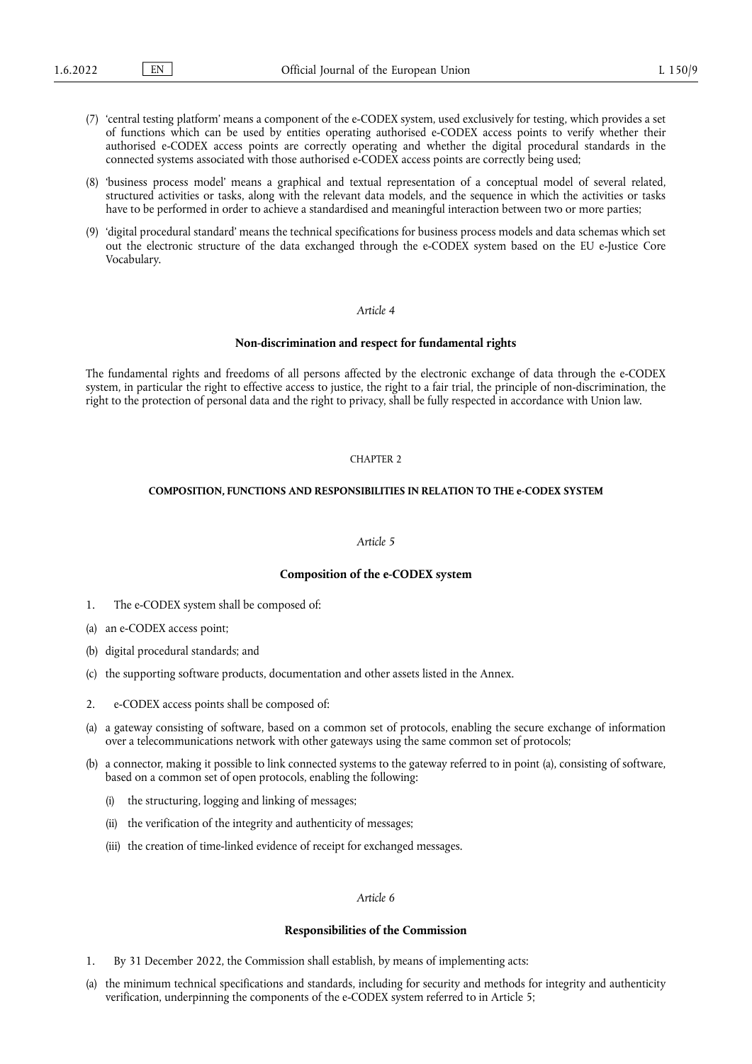(7) 'central testing platform' means a component of the e-CODEX system, used exclusively for testing, which provides a set of functions which can be used by entities operating authorised e-CODEX access points to verify whether their authorised e-CODEX access points are correctly operating and whether the digital procedural standards in the connected systems associated with those authorised e-CODEX access points are correctly being used;

(8) 'business process model' means a graphical and textual representation of a conceptual model of several related, structured activities or tasks, along with the relevant data models, and the sequence in which the activities or tasks have to be performed in order to achieve a standardised and meaningful interaction between two or more parties;

(9) 'digital procedural standard' means the technical specifications for business process models and data schemas which set out the electronic structure of the data exchanged through the e-CODEX system based on the EU e-Justice Core Vocabulary.

*Article 4*

**Non-discrimination and respect for fundamental rights**

The fundamental rights and freedoms of all persons affected by the electronic exchange of data through the e-CODEX system, in particular the right to effective access to justice, the right to a fair trial, the principle of non-discrimination, the right to the protection of personal data and the right to privacy, shall be fully respected in accordance with Union law.

CHAPTER 2

**COMPOSITION, FUNCTIONS AND RESPONSIBILITIES IN RELATION TO THE e-CODEX SYSTEM**

*Article 5*

**Composition of the e-CODEX system**

1. The e-CODEX system shall be composed of:

(a) an e-CODEX access point;

(b) digital procedural standards; and

(c) the supporting software products, documentation and other assets listed in the Annex.

2. e-CODEX access points shall be composed of:

(a) a gateway consisting of software, based on a common set of protocols, enabling the secure exchange of information over a telecommunications network with other gateways using the same common set of protocols;

(b) a connector, making it possible to link connected systems to the gateway referred to in point (a), consisting of software, based on a common set of open protocols, enabling the following:

   (i) the structuring, logging and linking of messages;

   (ii) the verification of the integrity and authenticity of messages;

   (iii) the creation of time-linked evidence of receipt for exchanged messages.

*Article 6*

**Responsibilities of the Commission**

1. By 31 December 2022, the Commission shall establish, by means of implementing acts:

(a) the minimum technical specifications and standards, including for security and methods for integrity and authenticity verification, underpinning the components of the e-CODEX system referred to in Article 5;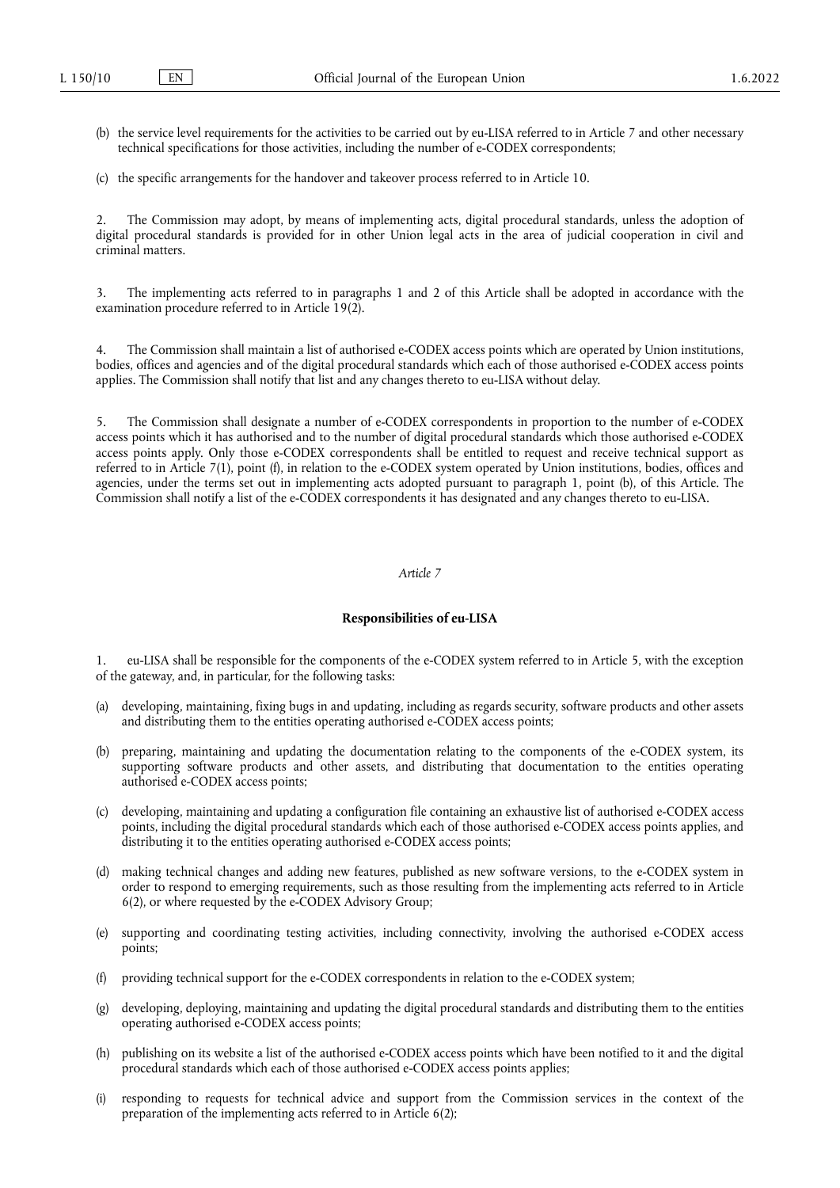(b) the service level requirements for the activities to be carried out by eu-LISA referred to in Article 7 and other necessary technical specifications for those activities, including the number of e-CODEX correspondents;

(c) the specific arrangements for the handover and takeover process referred to in Article 10.

2. The Commission may adopt, by means of implementing acts, digital procedural standards, unless the adoption of digital procedural standards is provided for in other Union legal acts in the area of judicial cooperation in civil and criminal matters.

3. The implementing acts referred to in paragraphs 1 and 2 of this Article shall be adopted in accordance with the examination procedure referred to in Article 19(2).

4. The Commission shall maintain a list of authorised e-CODEX access points which are operated by Union institutions, bodies, offices and agencies and of the digital procedural standards which each of those authorised e-CODEX access points applies. The Commission shall notify that list and any changes thereto to eu-LISA without delay.

5. The Commission shall designate a number of e-CODEX correspondents in proportion to the number of e-CODEX access points which it has authorised and to the number of digital procedural standards which those authorised e-CODEX access points apply. Only those e-CODEX correspondents shall be entitled to request and receive technical support as referred to in Article 7(1), point (f), in relation to the e-CODEX system operated by Union institutions, bodies, offices and agencies, under the terms set out in implementing acts adopted pursuant to paragraph 1, point (b), of this Article. The Commission shall notify a list of the e-CODEX correspondents it has designated and any changes thereto to eu-LISA.

*Article 7*

**Responsibilities of eu-LISA**

1. eu-LISA shall be responsible for the components of the e-CODEX system referred to in Article 5, with the exception of the gateway, and, in particular, for the following tasks:

(a) developing, maintaining, fixing bugs in and updating, including as regards security, software products and other assets and distributing them to the entities operating authorised e-CODEX access points;

(b) preparing, maintaining and updating the documentation relating to the components of the e-CODEX system, its supporting software products and other assets, and distributing that documentation to the entities operating authorised e-CODEX access points;

(c) developing, maintaining and updating a configuration file containing an exhaustive list of authorised e-CODEX access points, including the digital procedural standards which each of those authorised e-CODEX access points applies, and distributing it to the entities operating authorised e-CODEX access points;

(d) making technical changes and adding new features, published as new software versions, to the e-CODEX system in order to respond to emerging requirements, such as those resulting from the implementing acts referred to in Article 6(2), or where requested by the e-CODEX Advisory Group;

(e) supporting and coordinating testing activities, including connectivity, involving the authorised e-CODEX access points;

(f) providing technical support for the e-CODEX correspondents in relation to the e-CODEX system;

(g) developing, deploying, maintaining and updating the digital procedural standards and distributing them to the entities operating authorised e-CODEX access points;

(h) publishing on its website a list of the authorised e-CODEX access points which have been notified to it and the digital procedural standards which each of those authorised e-CODEX access points applies;

(i) responding to requests for technical advice and support from the Commission services in the context of the preparation of the implementing acts referred to in Article 6(2);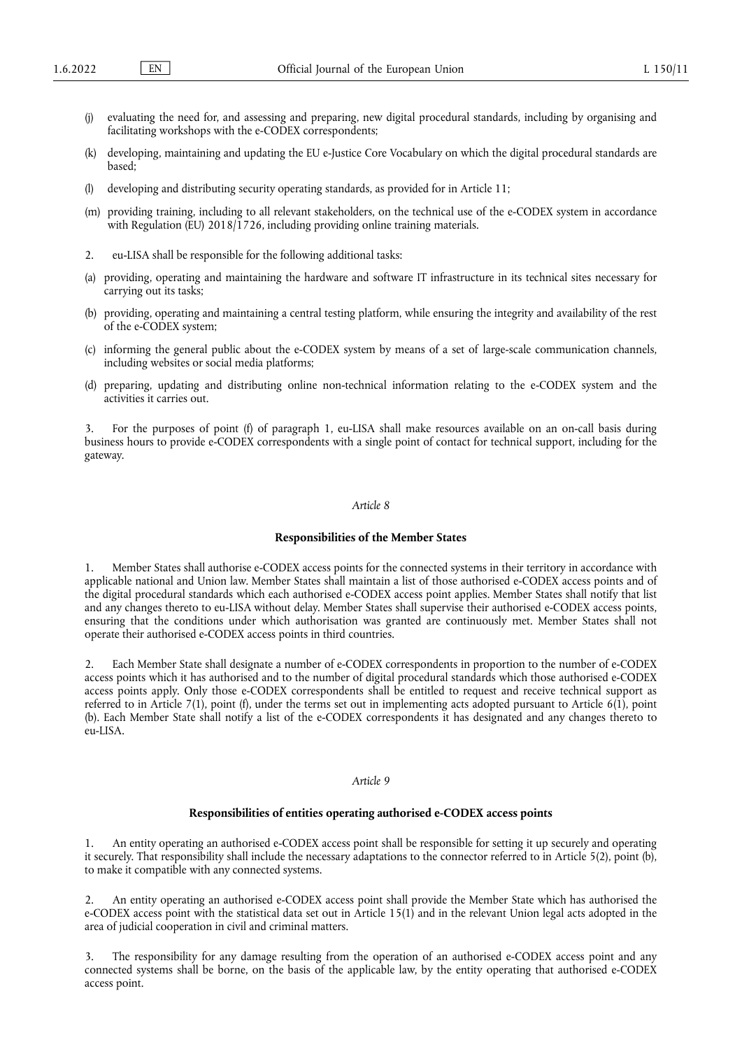(j) evaluating the need for, and assessing and preparing, new digital procedural standards, including by organising and facilitating workshops with the e-CODEX correspondents;

(k) developing, maintaining and updating the EU e-Justice Core Vocabulary on which the digital procedural standards are based;

(l) developing and distributing security operating standards, as provided for in Article 11;

(m) providing training, including to all relevant stakeholders, on the technical use of the e-CODEX system in accordance with Regulation (EU) 2018/1726, including providing online training materials.

2. eu-LISA shall be responsible for the following additional tasks:

(a) providing, operating and maintaining the hardware and software IT infrastructure in its technical sites necessary for carrying out its tasks;

(b) providing, operating and maintaining a central testing platform, while ensuring the integrity and availability of the rest of the e-CODEX system;

(c) informing the general public about the e-CODEX system by means of a set of large-scale communication channels, including websites or social media platforms;

(d) preparing, updating and distributing online non-technical information relating to the e-CODEX system and the activities it carries out.

3. For the purposes of point (f) of paragraph 1, eu-LISA shall make resources available on an on-call basis during business hours to provide e-CODEX correspondents with a single point of contact for technical support, including for the gateway.

*Article 8*

**Responsibilities of the Member States**

1. Member States shall authorise e-CODEX access points for the connected systems in their territory in accordance with applicable national and Union law. Member States shall maintain a list of those authorised e-CODEX access points and of the digital procedural standards which each authorised e-CODEX access point applies. Member States shall notify that list and any changes thereto to eu-LISA without delay. Member States shall supervise their authorised e-CODEX access points, ensuring that the conditions under which authorisation was granted are continuously met. Member States shall not operate their authorised e-CODEX access points in third countries.

2. Each Member State shall designate a number of e-CODEX correspondents in proportion to the number of e-CODEX access points which it has authorised and to the number of digital procedural standards which those authorised e-CODEX access points apply. Only those e-CODEX correspondents shall be entitled to request and receive technical support as referred to in Article 7(1), point (f), under the terms set out in implementing acts adopted pursuant to Article 6(1), point (b). Each Member State shall notify a list of the e-CODEX correspondents it has designated and any changes thereto to eu-LISA.

*Article 9*

**Responsibilities of entities operating authorised e-CODEX access points**

1. An entity operating an authorised e-CODEX access point shall be responsible for setting it up securely and operating it securely. That responsibility shall include the necessary adaptations to the connector referred to in Article 5(2), point (b), to make it compatible with any connected systems.

2. An entity operating an authorised e-CODEX access point shall provide the Member State which has authorised the e-CODEX access point with the statistical data set out in Article 15(1) and in the relevant Union legal acts adopted in the area of judicial cooperation in civil and criminal matters.

3. The responsibility for any damage resulting from the operation of an authorised e-CODEX access point and any connected systems shall be borne, on the basis of the applicable law, by the entity operating that authorised e-CODEX access point.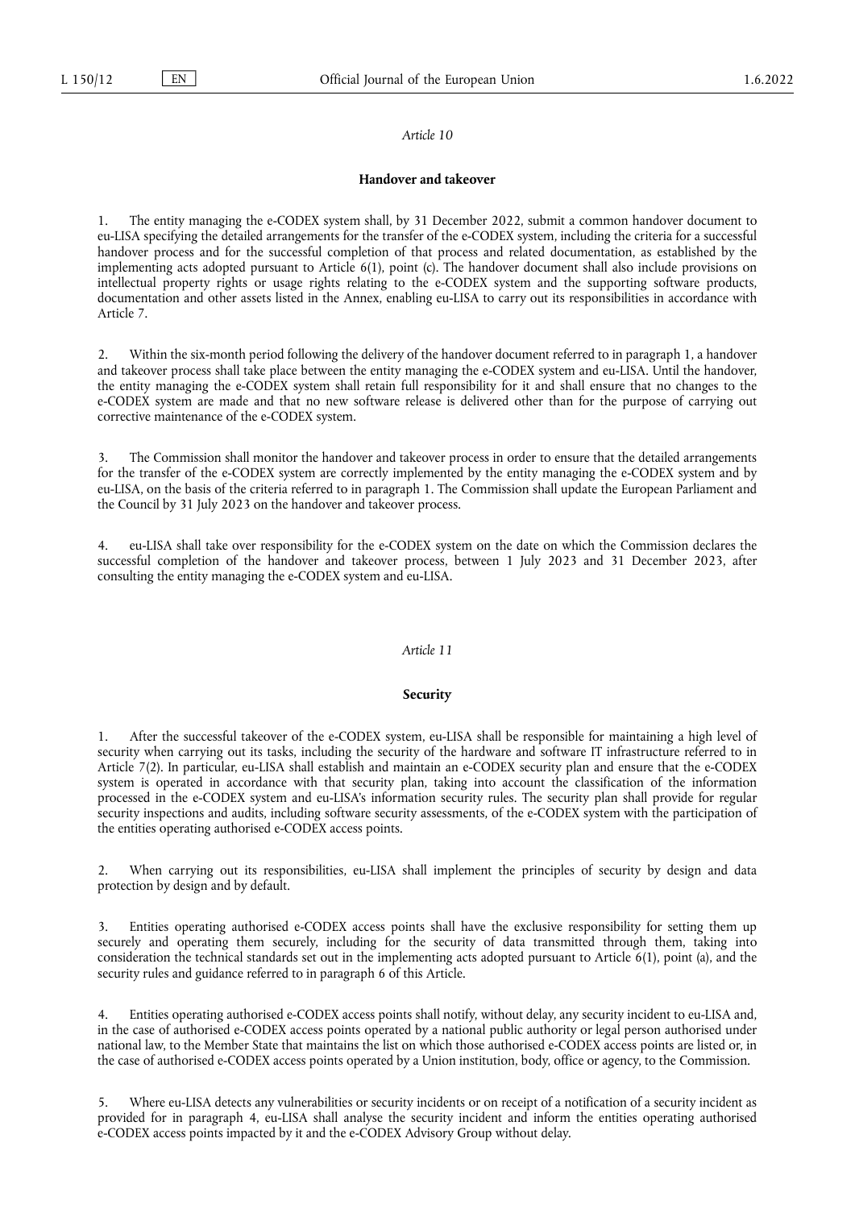*Article 10*

**Handover and takeover**

1. The entity managing the e-CODEX system shall, by 31 December 2022, submit a common handover document to eu-LISA specifying the detailed arrangements for the transfer of the e-CODEX system, including the criteria for a successful handover process and for the successful completion of that process and related documentation, as established by the implementing acts adopted pursuant to Article 6(1), point (c). The handover document shall also include provisions on intellectual property rights or usage rights relating to the e-CODEX system and the supporting software products, documentation and other assets listed in the Annex, enabling eu-LISA to carry out its responsibilities in accordance with Article 7.

2. Within the six-month period following the delivery of the handover document referred to in paragraph 1, a handover and takeover process shall take place between the entity managing the e-CODEX system and eu-LISA. Until the handover, the entity managing the e-CODEX system shall retain full responsibility for it and shall ensure that no changes to the e-CODEX system are made and that no new software release is delivered other than for the purpose of carrying out corrective maintenance of the e-CODEX system.

3. The Commission shall monitor the handover and takeover process in order to ensure that the detailed arrangements for the transfer of the e-CODEX system are correctly implemented by the entity managing the e-CODEX system and by eu-LISA, on the basis of the criteria referred to in paragraph 1. The Commission shall update the European Parliament and the Council by 31 July 2023 on the handover and takeover process.

4. eu-LISA shall take over responsibility for the e-CODEX system on the date on which the Commission declares the successful completion of the handover and takeover process, between 1 July 2023 and 31 December 2023, after consulting the entity managing the e-CODEX system and eu-LISA.

*Article 11*

**Security**

1. After the successful takeover of the e-CODEX system, eu-LISA shall be responsible for maintaining a high level of security when carrying out its tasks, including the security of the hardware and software IT infrastructure referred to in Article 7(2). In particular, eu-LISA shall establish and maintain an e-CODEX security plan and ensure that the e-CODEX system is operated in accordance with that security plan, taking into account the classification of the information processed in the e-CODEX system and eu-LISA's information security rules. The security plan shall provide for regular security inspections and audits, including software security assessments, of the e-CODEX system with the participation of the entities operating authorised e-CODEX access points.

2. When carrying out its responsibilities, eu-LISA shall implement the principles of security by design and data protection by design and by default.

3. Entities operating authorised e-CODEX access points shall have the exclusive responsibility for setting them up securely and operating them securely, including for the security of data transmitted through them, taking into consideration the technical standards set out in the implementing acts adopted pursuant to Article 6(1), point (a), and the security rules and guidance referred to in paragraph 6 of this Article.

4. Entities operating authorised e-CODEX access points shall notify, without delay, any security incident to eu-LISA and, in the case of authorised e-CODEX access points operated by a national public authority or legal person authorised under national law, to the Member State that maintains the list on which those authorised e-CODEX access points are listed or, in the case of authorised e-CODEX access points operated by a Union institution, body, office or agency, to the Commission.

5. Where eu-LISA detects any vulnerabilities or security incidents or on receipt of a notification of a security incident as provided for in paragraph 4, eu-LISA shall analyse the security incident and inform the entities operating authorised e-CODEX access points impacted by it and the e-CODEX Advisory Group without delay.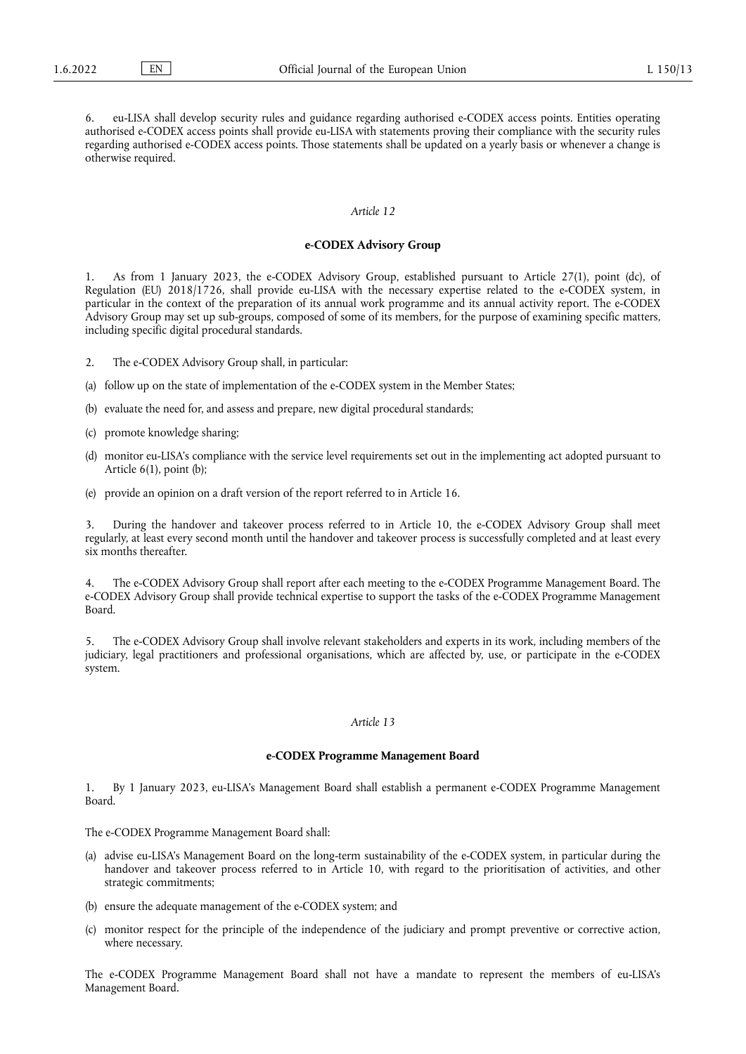6. eu-LISA shall develop security rules and guidance regarding authorised e-CODEX access points. Entities operating authorised e-CODEX access points shall provide eu-LISA with statements proving their compliance with the security rules regarding authorised e-CODEX access points. Those statements shall be updated on a yearly basis or whenever a change is otherwise required.

*Article 12*

**e-CODEX Advisory Group**

1. As from 1 January 2023, the e-CODEX Advisory Group, established pursuant to Article 27(1), point (dc), of Regulation (EU) 2018/1726, shall provide eu-LISA with the necessary expertise related to the e-CODEX system, in particular in the context of the preparation of its annual work programme and its annual activity report. The e-CODEX Advisory Group may set up sub-groups, composed of some of its members, for the purpose of examining specific matters, including specific digital procedural standards.

2. The e-CODEX Advisory Group shall, in particular:

(a) follow up on the state of implementation of the e-CODEX system in the Member States;

(b) evaluate the need for, and assess and prepare, new digital procedural standards;

(c) promote knowledge sharing;

(d) monitor eu-LISA's compliance with the service level requirements set out in the implementing act adopted pursuant to Article 6(1), point (b);

(e) provide an opinion on a draft version of the report referred to in Article 16.

3. During the handover and takeover process referred to in Article 10, the e-CODEX Advisory Group shall meet regularly, at least every second month until the handover and takeover process is successfully completed and at least every six months thereafter.

4. The e-CODEX Advisory Group shall report after each meeting to the e-CODEX Programme Management Board. The e-CODEX Advisory Group shall provide technical expertise to support the tasks of the e-CODEX Programme Management Board.

5. The e-CODEX Advisory Group shall involve relevant stakeholders and experts in its work, including members of the judiciary, legal practitioners and professional organisations, which are affected by, use, or participate in the e-CODEX system.

*Article 13*

**e-CODEX Programme Management Board**

1. By 1 January 2023, eu-LISA's Management Board shall establish a permanent e-CODEX Programme Management Board.

The e-CODEX Programme Management Board shall:

(a) advise eu-LISA's Management Board on the long-term sustainability of the e-CODEX system, in particular during the handover and takeover process referred to in Article 10, with regard to the prioritisation of activities, and other strategic commitments;

(b) ensure the adequate management of the e-CODEX system; and

(c) monitor respect for the principle of the independence of the judiciary and prompt preventive or corrective action, where necessary.

The e-CODEX Programme Management Board shall not have a mandate to represent the members of eu-LISA's Management Board.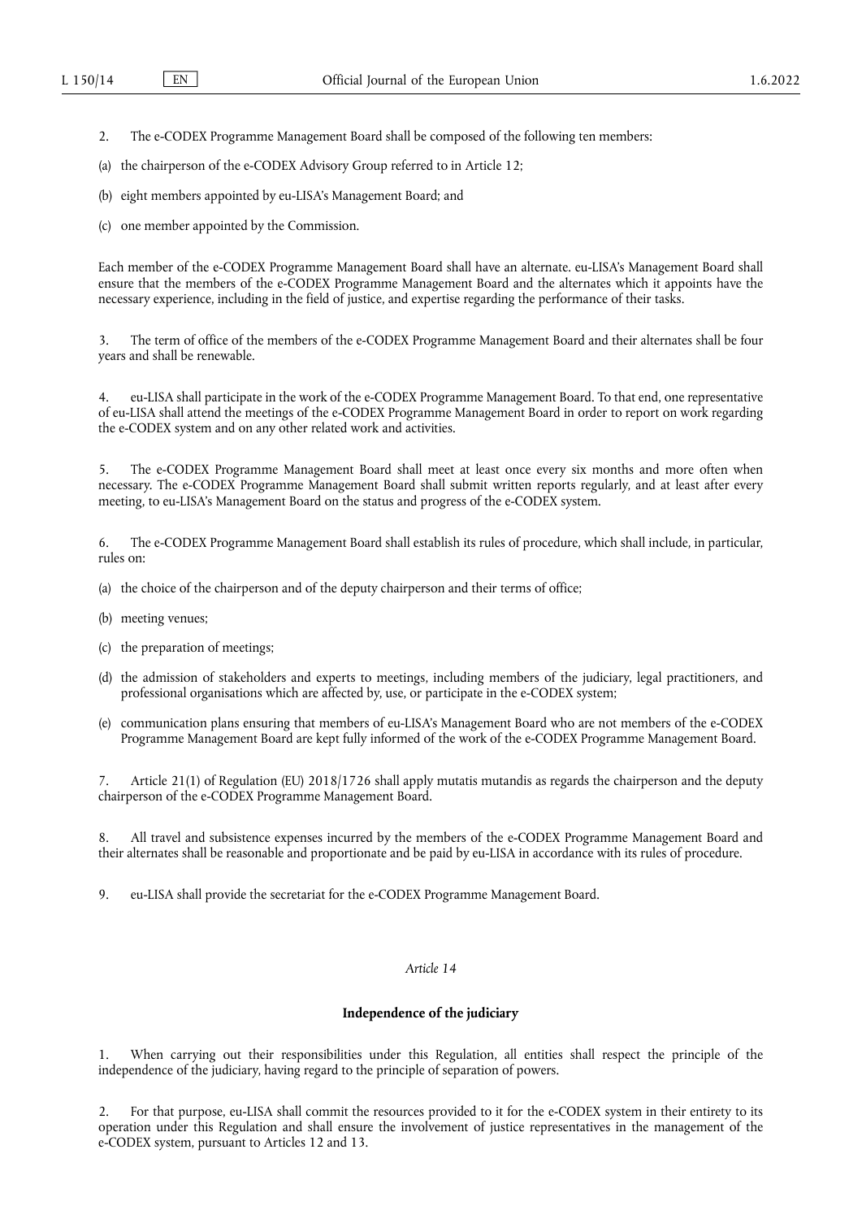2. The e-CODEX Programme Management Board shall be composed of the following ten members:

(a) the chairperson of the e-CODEX Advisory Group referred to in Article 12;

(b) eight members appointed by eu-LISA's Management Board; and

(c) one member appointed by the Commission.

Each member of the e-CODEX Programme Management Board shall have an alternate. eu-LISA's Management Board shall ensure that the members of the e-CODEX Programme Management Board and the alternates which it appoints have the necessary experience, including in the field of justice, and expertise regarding the performance of their tasks.

3. The term of office of the members of the e-CODEX Programme Management Board and their alternates shall be four years and shall be renewable.

4. eu-LISA shall participate in the work of the e-CODEX Programme Management Board. To that end, one representative of eu-LISA shall attend the meetings of the e-CODEX Programme Management Board in order to report on work regarding the e-CODEX system and on any other related work and activities.

5. The e-CODEX Programme Management Board shall meet at least once every six months and more often when necessary. The e-CODEX Programme Management Board shall submit written reports regularly, and at least after every meeting, to eu-LISA's Management Board on the status and progress of the e-CODEX system.

6. The e-CODEX Programme Management Board shall establish its rules of procedure, which shall include, in particular, rules on:

(a) the choice of the chairperson and of the deputy chairperson and their terms of office;

(b) meeting venues;

(c) the preparation of meetings;

(d) the admission of stakeholders and experts to meetings, including members of the judiciary, legal practitioners, and professional organisations which are affected by, use, or participate in the e-CODEX system;

(e) communication plans ensuring that members of eu-LISA's Management Board who are not members of the e-CODEX Programme Management Board are kept fully informed of the work of the e-CODEX Programme Management Board.

7. Article 21(1) of Regulation (EU) 2018/1726 shall apply mutatis mutandis as regards the chairperson and the deputy chairperson of the e-CODEX Programme Management Board.

8. All travel and subsistence expenses incurred by the members of the e-CODEX Programme Management Board and their alternates shall be reasonable and proportionate and be paid by eu-LISA in accordance with its rules of procedure.

9. eu-LISA shall provide the secretariat for the e-CODEX Programme Management Board.

*Article 14*

**Independence of the judiciary**

1. When carrying out their responsibilities under this Regulation, all entities shall respect the principle of the independence of the judiciary, having regard to the principle of separation of powers.

2. For that purpose, eu-LISA shall commit the resources provided to it for the e-CODEX system in their entirety to its operation under this Regulation and shall ensure the involvement of justice representatives in the management of the e-CODEX system, pursuant to Articles 12 and 13.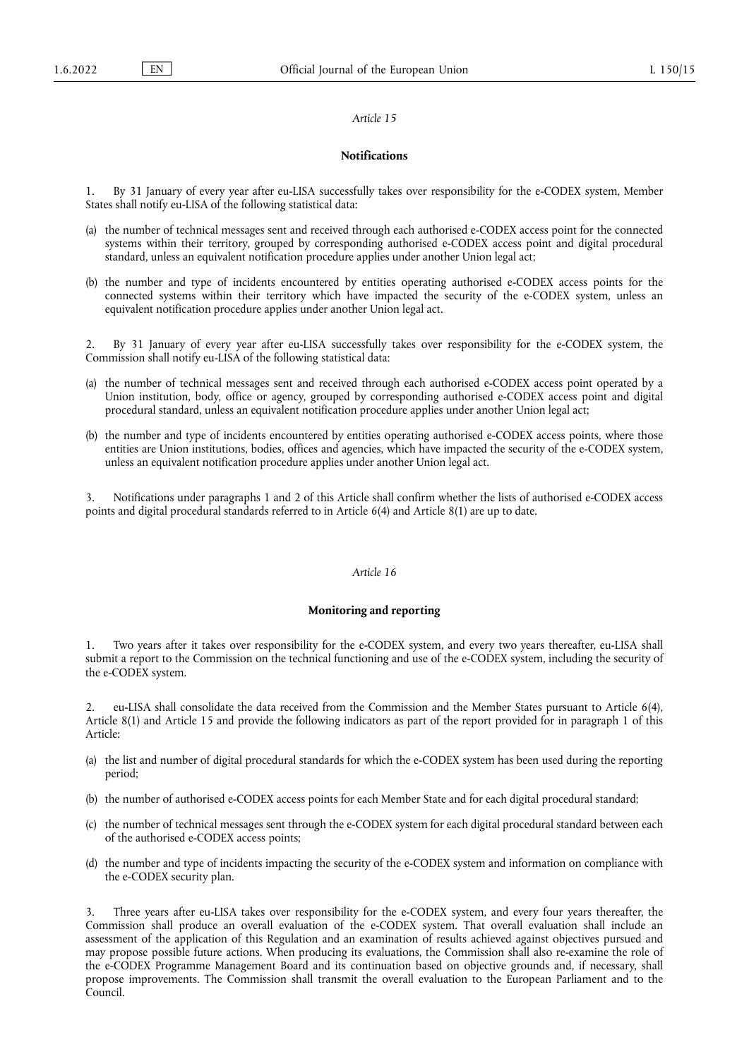*Article 15*

**Notifications**

1. By 31 January of every year after eu-LISA successfully takes over responsibility for the e-CODEX system, Member States shall notify eu-LISA of the following statistical data:

(a) the number of technical messages sent and received through each authorised e-CODEX access point for the connected systems within their territory, grouped by corresponding authorised e-CODEX access point and digital procedural standard, unless an equivalent notification procedure applies under another Union legal act;

(b) the number and type of incidents encountered by entities operating authorised e-CODEX access points for the connected systems within their territory which have impacted the security of the e-CODEX system, unless an equivalent notification procedure applies under another Union legal act.

2. By 31 January of every year after eu-LISA successfully takes over responsibility for the e-CODEX system, the Commission shall notify eu-LISA of the following statistical data:

(a) the number of technical messages sent and received through each authorised e-CODEX access point operated by a Union institution, body, office or agency, grouped by corresponding authorised e-CODEX access point and digital procedural standard, unless an equivalent notification procedure applies under another Union legal act;

(b) the number and type of incidents encountered by entities operating authorised e-CODEX access points, where those entities are Union institutions, bodies, offices and agencies, which have impacted the security of the e-CODEX system, unless an equivalent notification procedure applies under another Union legal act.

3. Notifications under paragraphs 1 and 2 of this Article shall confirm whether the lists of authorised e-CODEX access points and digital procedural standards referred to in Article 6(4) and Article 8(1) are up to date.

*Article 16*

**Monitoring and reporting**

1. Two years after it takes over responsibility for the e-CODEX system, and every two years thereafter, eu-LISA shall submit a report to the Commission on the technical functioning and use of the e-CODEX system, including the security of the e-CODEX system.

2. eu-LISA shall consolidate the data received from the Commission and the Member States pursuant to Article 6(4), Article 8(1) and Article 15 and provide the following indicators as part of the report provided for in paragraph 1 of this Article:

(a) the list and number of digital procedural standards for which the e-CODEX system has been used during the reporting period;

(b) the number of authorised e-CODEX access points for each Member State and for each digital procedural standard;

(c) the number of technical messages sent through the e-CODEX system for each digital procedural standard between each of the authorised e-CODEX access points;

(d) the number and type of incidents impacting the security of the e-CODEX system and information on compliance with the e-CODEX security plan.

3. Three years after eu-LISA takes over responsibility for the e-CODEX system, and every four years thereafter, the Commission shall produce an overall evaluation of the e-CODEX system. That overall evaluation shall include an assessment of the application of this Regulation and an examination of results achieved against objectives pursued and may propose possible future actions. When producing its evaluations, the Commission shall also re-examine the role of the e-CODEX Programme Management Board and its continuation based on objective grounds and, if necessary, shall propose improvements. The Commission shall transmit the overall evaluation to the European Parliament and to the Council.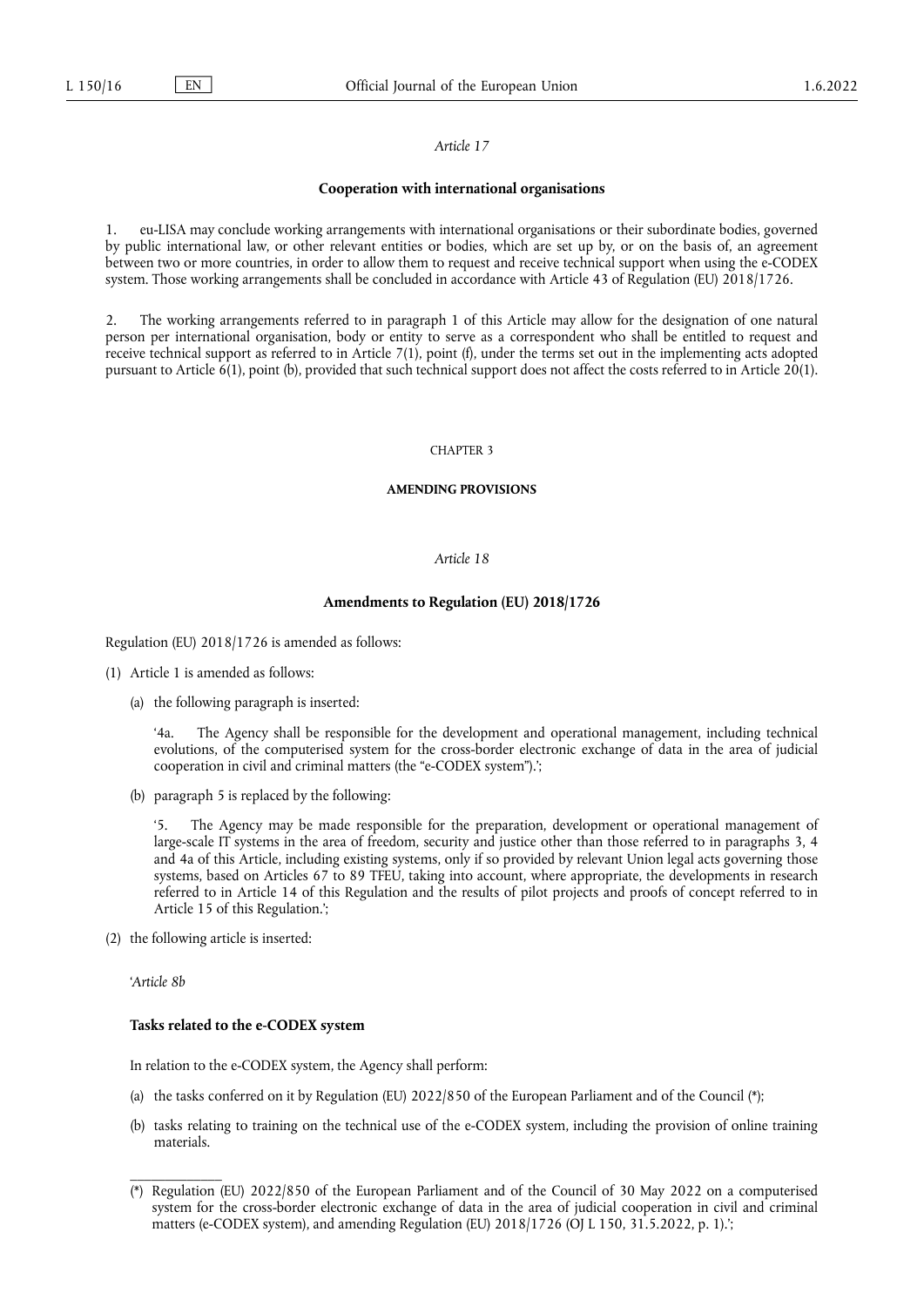*Article 17*

**Cooperation with international organisations**

1. eu-LISA may conclude working arrangements with international organisations or their subordinate bodies, governed by public international law, or other relevant entities or bodies, which are set up by, or on the basis of, an agreement between two or more countries, in order to allow them to request and receive technical support when using the e-CODEX system. Those working arrangements shall be concluded in accordance with Article 43 of Regulation (EU) 2018/1726.

2. The working arrangements referred to in paragraph 1 of this Article may allow for the designation of one natural person per international organisation, body or entity to serve as a correspondent who shall be entitled to request and receive technical support as referred to in Article 7(1), point (f), under the terms set out in the implementing acts adopted pursuant to Article 6(1), point (b), provided that such technical support does not affect the costs referred to in Article 20(1).

CHAPTER 3

**AMENDING PROVISIONS**

*Article 18*

**Amendments to Regulation (EU) 2018/1726**

Regulation (EU) 2018/1726 is amended as follows:

(1) Article 1 is amended as follows:

 (a) the following paragraph is inserted:

 '4a. The Agency shall be responsible for the development and operational management, including technical evolutions, of the computerised system for the cross-border electronic exchange of data in the area of judicial cooperation in civil and criminal matters (the "e-CODEX system").';

 (b) paragraph 5 is replaced by the following:

 '5. The Agency may be made responsible for the preparation, development or operational management of large-scale IT systems in the area of freedom, security and justice other than those referred to in paragraphs 3, 4 and 4a of this Article, including existing systems, only if so provided by relevant Union legal acts governing those systems, based on Articles 67 to 89 TFEU, taking into account, where appropriate, the developments in research referred to in Article 14 of this Regulation and the results of pilot projects and proofs of concept referred to in Article 15 of this Regulation.';

(2) the following article is inserted:

 '*Article 8b*

 **Tasks related to the e-CODEX system**

 In relation to the e-CODEX system, the Agency shall perform:

 (a) the tasks conferred on it by Regulation (EU) 2022/850 of the European Parliament and of the Council (*);

 (b) tasks relating to training on the technical use of the e-CODEX system, including the provision of online training materials.

---

(*) Regulation (EU) 2022/850 of the European Parliament and of the Council of 30 May 2022 on a computerised system for the cross-border electronic exchange of data in the area of judicial cooperation in civil and criminal matters (e-CODEX system), and amending Regulation (EU) 2018/1726 (OJ L 150, 31.5.2022, p. 1).';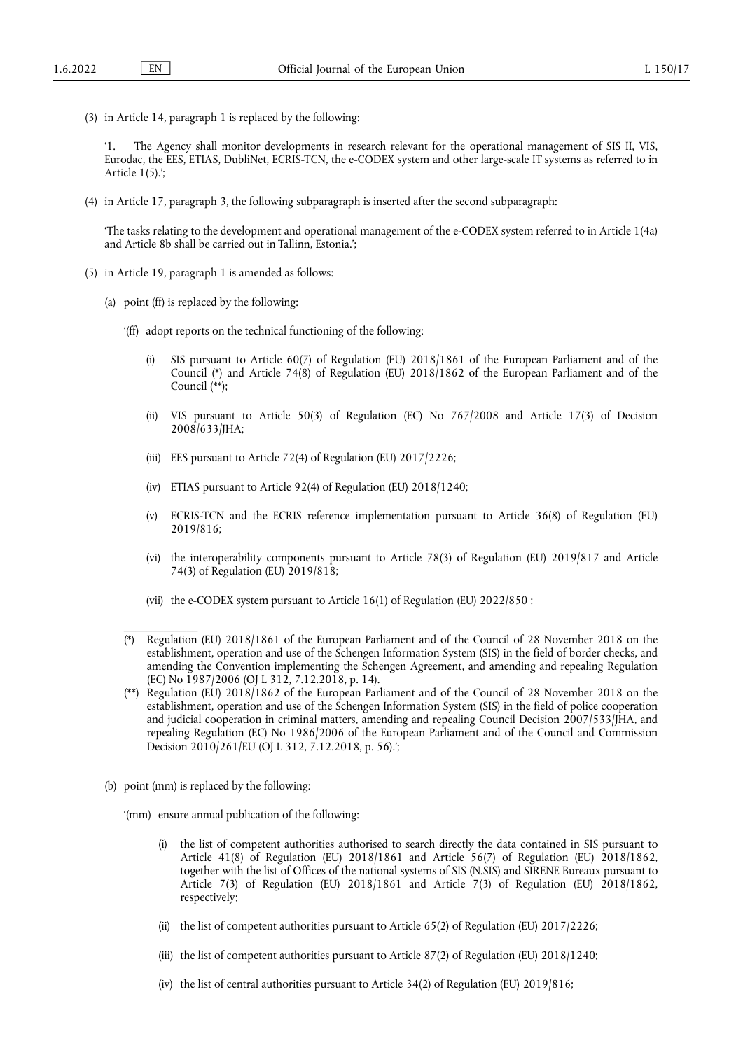(3) in Article 14, paragraph 1 is replaced by the following:

'1. The Agency shall monitor developments in research relevant for the operational management of SIS II, VIS, Eurodac, the EES, ETIAS, DubliNet, ECRIS-TCN, the e-CODEX system and other large-scale IT systems as referred to in Article 1(5).';

(4) in Article 17, paragraph 3, the following subparagraph is inserted after the second subparagraph:

'The tasks relating to the development and operational management of the e-CODEX system referred to in Article 1(4a) and Article 8b shall be carried out in Tallinn, Estonia.';

(5) in Article 19, paragraph 1 is amended as follows:

(a) point (ff) is replaced by the following:

'(ff) adopt reports on the technical functioning of the following:

(i) SIS pursuant to Article 60(7) of Regulation (EU) 2018/1861 of the European Parliament and of the Council (*) and Article 74(8) of Regulation (EU) 2018/1862 of the European Parliament and of the Council (**);

(ii) VIS pursuant to Article 50(3) of Regulation (EC) No 767/2008 and Article 17(3) of Decision 2008/633/JHA;

(iii) EES pursuant to Article 72(4) of Regulation (EU) 2017/2226;

(iv) ETIAS pursuant to Article 92(4) of Regulation (EU) 2018/1240;

(v) ECRIS-TCN and the ECRIS reference implementation pursuant to Article 36(8) of Regulation (EU) 2019/816;

(vi) the interoperability components pursuant to Article 78(3) of Regulation (EU) 2019/817 and Article 74(3) of Regulation (EU) 2019/818;

(vii) the e-CODEX system pursuant to Article 16(1) of Regulation (EU) 2022/850 ;

---

(*) Regulation (EU) 2018/1861 of the European Parliament and of the Council of 28 November 2018 on the establishment, operation and use of the Schengen Information System (SIS) in the field of border checks, and amending the Convention implementing the Schengen Agreement, and amending and repealing Regulation (EC) No 1987/2006 (OJ L 312, 7.12.2018, p. 14).

(**) Regulation (EU) 2018/1862 of the European Parliament and of the Council of 28 November 2018 on the establishment, operation and use of the Schengen Information System (SIS) in the field of police cooperation and judicial cooperation in criminal matters, amending and repealing Council Decision 2007/533/JHA, and repealing Regulation (EC) No 1986/2006 of the European Parliament and of the Council and Commission Decision 2010/261/EU (OJ L 312, 7.12.2018, p. 56).';

(b) point (mm) is replaced by the following:

'(mm) ensure annual publication of the following:

(i) the list of competent authorities authorised to search directly the data contained in SIS pursuant to Article 41(8) of Regulation (EU) 2018/1861 and Article 56(7) of Regulation (EU) 2018/1862, together with the list of Offices of the national systems of SIS (N.SIS) and SIRENE Bureaux pursuant to Article 7(3) of Regulation (EU) 2018/1861 and Article 7(3) of Regulation (EU) 2018/1862, respectively;

(ii) the list of competent authorities pursuant to Article 65(2) of Regulation (EU) 2017/2226;

(iii) the list of competent authorities pursuant to Article 87(2) of Regulation (EU) 2018/1240;

(iv) the list of central authorities pursuant to Article 34(2) of Regulation (EU) 2019/816;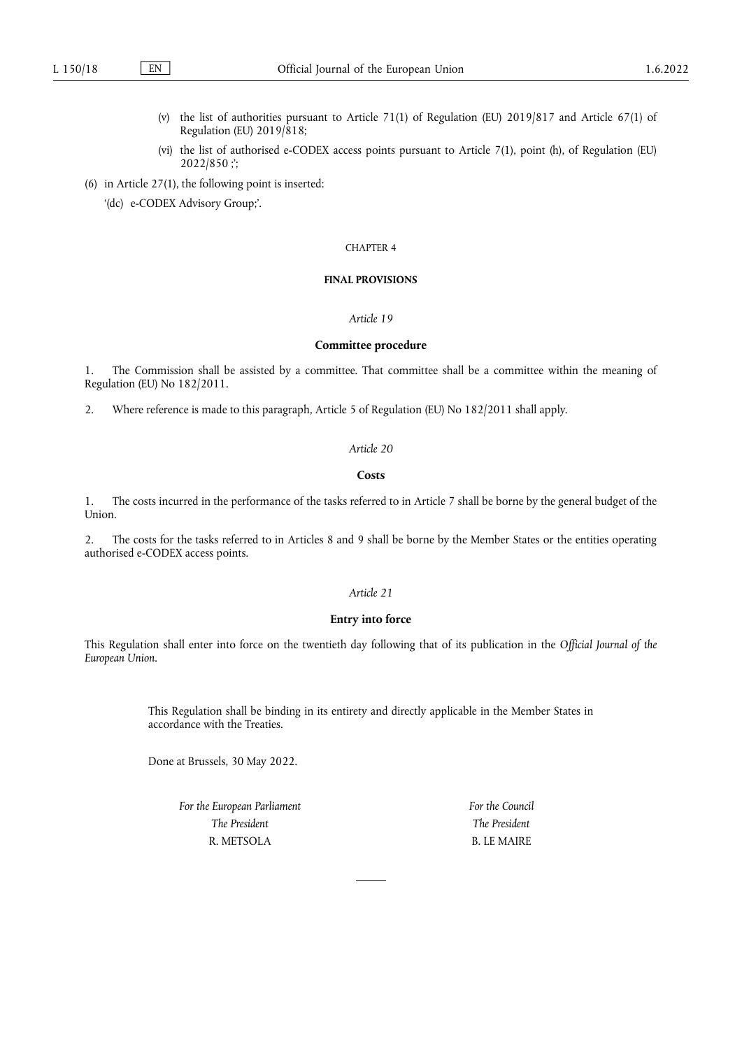(v) the list of authorities pursuant to Article 71(1) of Regulation (EU) 2019/817 and Article 67(1) of Regulation (EU) 2019/818;

(vi) the list of authorised e-CODEX access points pursuant to Article 7(1), point (h), of Regulation (EU) 2022/850 ;';

(6) in Article 27(1), the following point is inserted:

'(dc) e-CODEX Advisory Group;'.

CHAPTER 4

**FINAL PROVISIONS**

*Article 19*

**Committee procedure**

1. The Commission shall be assisted by a committee. That committee shall be a committee within the meaning of Regulation (EU) No 182/2011.

2. Where reference is made to this paragraph, Article 5 of Regulation (EU) No 182/2011 shall apply.

*Article 20*

**Costs**

1. The costs incurred in the performance of the tasks referred to in Article 7 shall be borne by the general budget of the Union.

2. The costs for the tasks referred to in Articles 8 and 9 shall be borne by the Member States or the entities operating authorised e-CODEX access points.

*Article 21*

**Entry into force**

This Regulation shall enter into force on the twentieth day following that of its publication in the *Official Journal of the European Union*.

This Regulation shall be binding in its entirety and directly applicable in the Member States in accordance with the Treaties.

Done at Brussels, 30 May 2022.

*For the European Parliament*
*The President*
R. METSOLA

*For the Council*
*The President*
B. LE MAIRE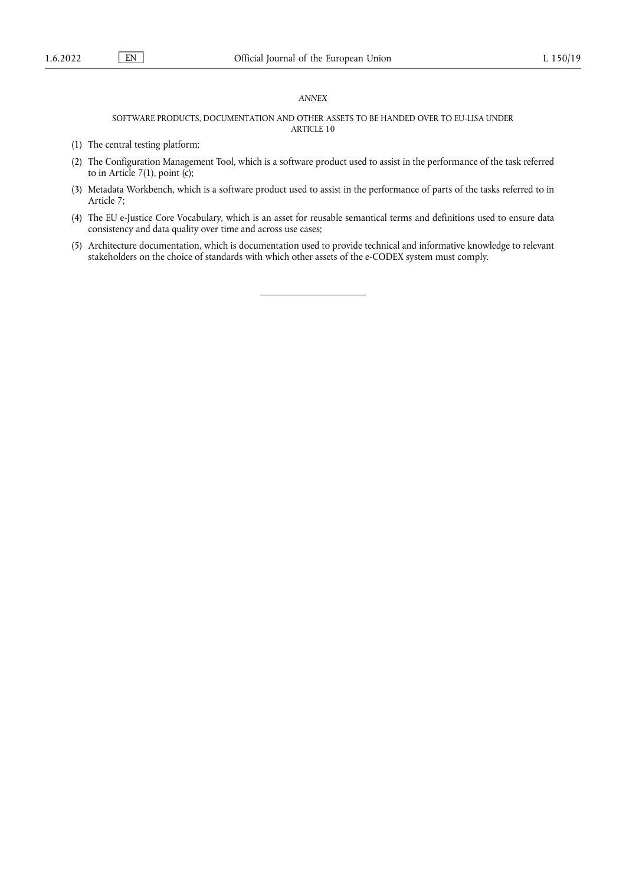*ANNEX*

SOFTWARE PRODUCTS, DOCUMENTATION AND OTHER ASSETS TO BE HANDED OVER TO EU-LISA UNDER ARTICLE 10

(1) The central testing platform;

(2) The Configuration Management Tool, which is a software product used to assist in the performance of the task referred to in Article 7(1), point (c);

(3) Metadata Workbench, which is a software product used to assist in the performance of parts of the tasks referred to in Article 7;

(4) The EU e-Justice Core Vocabulary, which is an asset for reusable semantical terms and definitions used to ensure data consistency and data quality over time and across use cases;

(5) Architecture documentation, which is documentation used to provide technical and informative knowledge to relevant stakeholders on the choice of standards with which other assets of the e-CODEX system must comply.